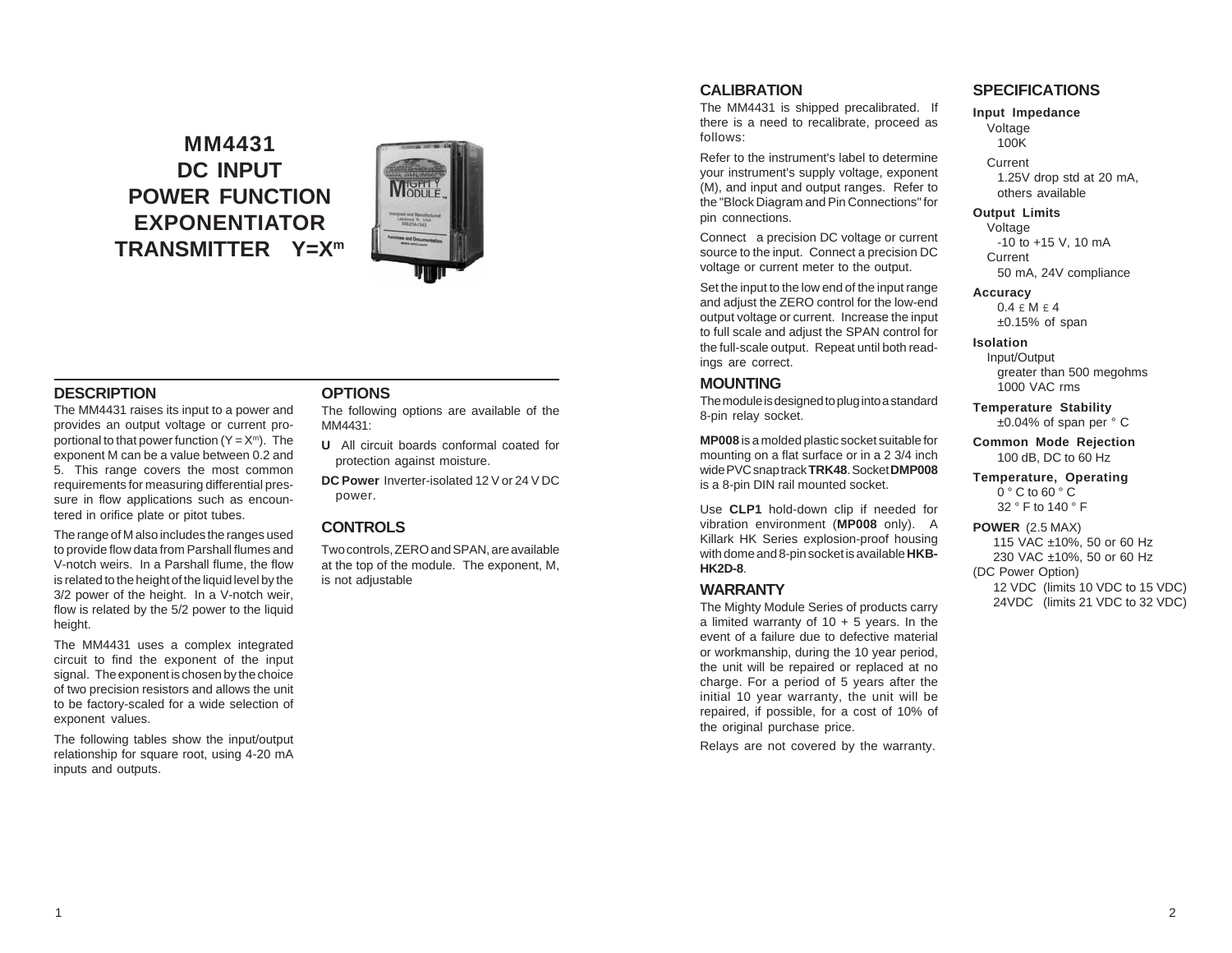# MM4431 DC INPUT POWER FUNCTION EXPONENTIATOR TRANSMITTER $Y=X^m$

## DESCRIPTION

The MM4431 raises its input to a power and provides an output voltage or current proportional to that power function ($Y = X^m$). The exponent M can be a value between 0.2 and 5. This range covers the most common requirements for measuring differential pressure in flow applications such as encountered in orifice plate or pitot tubes.

The range of M also includes the ranges used to provide flow data from Parshall flumes and V-notch weirs. In a Parshall flume, the flow is related to the height of the liquid level by the 3/2 power of the height. In a V-notch weir, flow is related by the 5/2 power to the liquid height.

The MM4431 uses a complex integrated circuit to find the exponent of the input signal. The exponent is chosen by the choice of two precision resistors and allows the unit to be factory-scaled for a wide selection of exponent values.

The following tables show the input/output relationship for square root, using 4-20 mA inputs and outputs.

## OPTIONS

The following options are available of the MM4431:

- **U** All circuit boards conformal coated for protection against moisture.
- **DC Power** Inverter-isolated 12 V or 24 V DC power.

## CONTROLS

Two controls, ZERO and SPAN, are available at the top of the module. The exponent, M, is not adjustable

## CALIBRATION

The MM4431 is shipped precalibrated. If there is a need to recalibrate, proceed as follows:

Refer to the instrument's label to determine your instrument's supply voltage, exponent (M), and input and output ranges. Refer to the "Block Diagram and Pin Connections" for pin connections.

Connect a precision DC voltage or current source to the input. Connect a precision DC voltage or current meter to the output.

Set the input to the low end of the input range and adjust the ZERO control for the low-end output voltage or current. Increase the input to full scale and adjust the SPAN control for the full-scale output. Repeat until both readings are correct.

## MOUNTING

The module is designed to plug into a standard 8-pin relay socket.

**MP008** is a molded plastic socket suitable for mounting on a flat surface or in a 2 3/4 inch wide PVC snap track **TRK48**. Socket **DMP008** is a 8-pin DIN rail mounted socket.

Use **CLP1** hold-down clip if needed for vibration environment (**MP008** only). A Killark HK Series explosion-proof housing with dome and 8-pin socket is available **HKB-HK2D-8**.

## WARRANTY

The Mighty Module Series of products carry a limited warranty of 10 + 5 years. In the event of a failure due to defective material or workmanship, during the 10 year period, the unit will be repaired or replaced at no charge. For a period of 5 years after the initial 10 year warranty, the unit will be repaired, if possible, for a cost of 10% of the original purchase price.

Relays are not covered by the warranty.

## SPECIFICATIONS

**Input Impedance**
- Voltage
  - 100K
- Current
  - 1.25V drop std at 20 mA, others available

**Output Limits**
- Voltage
  - -10 to +15 V, 10 mA
- Current
  - 50 mA, 24V compliance

**Accuracy**
- $0.4 \leq M \leq 4$
- ±0.15% of span

**Isolation**
- Input/Output
  - greater than 500 megohms
  - 1000 VAC rms

**Temperature Stability**
- ±0.04% of span per ° C

**Common Mode Rejection**
- 100 dB, DC to 60 Hz

**Temperature, Operating**
- 0 ° C to 60 ° C
- 32 ° F to 140 ° F

**POWER** (2.5 MAX)
- 115 VAC ±10%, 50 or 60 Hz
- 230 VAC ±10%, 50 or 60 Hz

(DC Power Option)
- 12 VDC (limits 10 VDC to 15 VDC)
- 24VDC (limits 21 VDC to 32 VDC)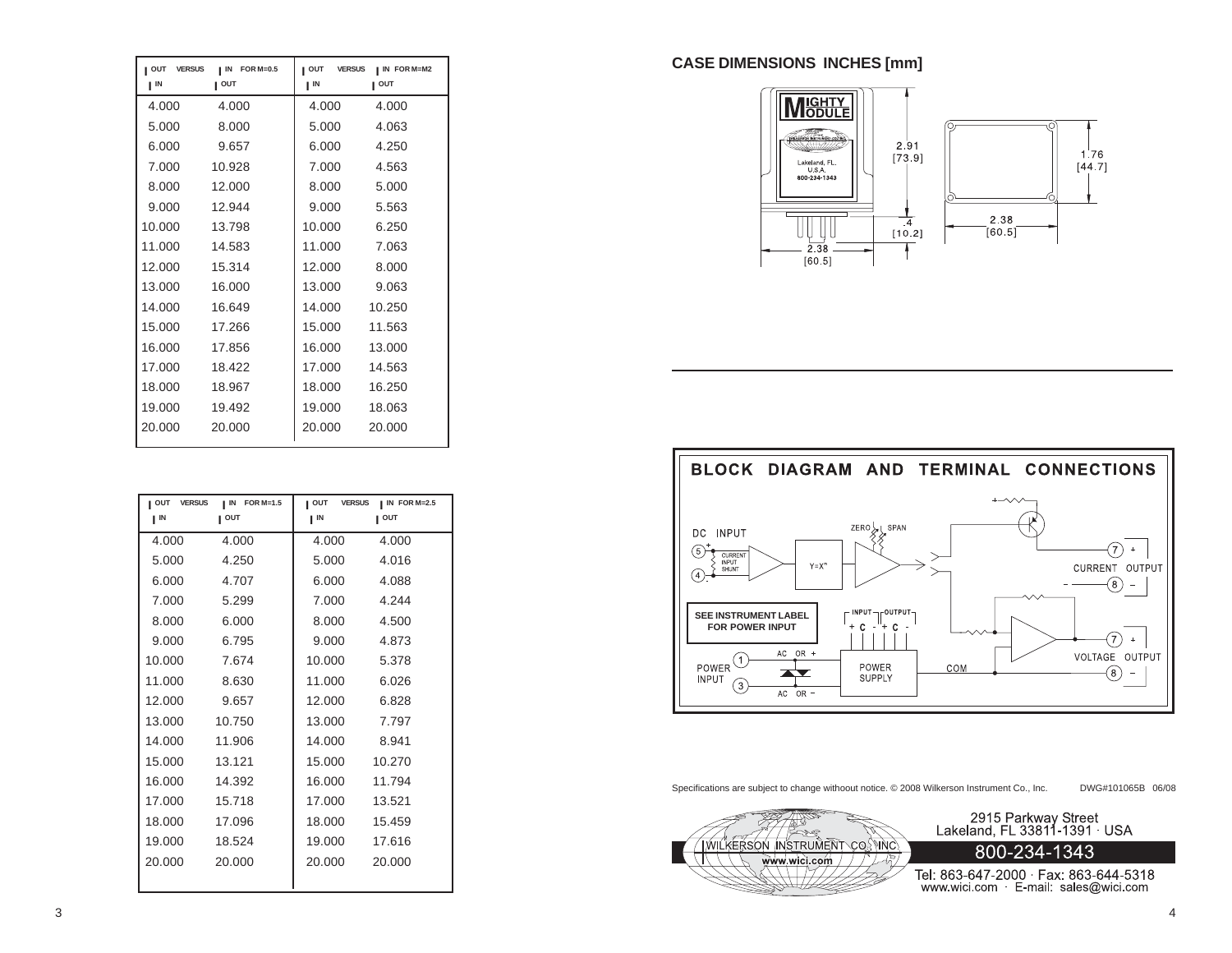| $I_{OUT}$ VERSUS $I_{IN}$ | $I_{IN}$ FOR M=0.5 $I_{OUT}$ | $I_{OUT}$ VERSUS $I_{IN}$ | $I_{IN}$ FOR M=M2 $I_{OUT}$ |
|---|---|---|---|
| 4.000 | 4.000 | 4.000 | 4.000 |
| 5.000 | 8.000 | 5.000 | 4.063 |
| 6.000 | 9.657 | 6.000 | 4.250 |
| 7.000 | 10.928 | 7.000 | 4.563 |
| 8.000 | 12.000 | 8.000 | 5.000 |
| 9.000 | 12.944 | 9.000 | 5.563 |
| 10.000 | 13.798 | 10.000 | 6.250 |
| 11.000 | 14.583 | 11.000 | 7.063 |
| 12.000 | 15.314 | 12.000 | 8.000 |
| 13.000 | 16.000 | 13.000 | 9.063 |
| 14.000 | 16.649 | 14.000 | 10.250 |
| 15.000 | 17.266 | 15.000 | 11.563 |
| 16.000 | 17.856 | 16.000 | 13.000 |
| 17.000 | 18.422 | 17.000 | 14.563 |
| 18.000 | 18.967 | 18.000 | 16.250 |
| 19.000 | 19.492 | 19.000 | 18.063 |
| 20.000 | 20.000 | 20.000 | 20.000 |

| $I_{OUT}$ VERSUS $I_{IN}$ | $I_{IN}$ FOR M=1.5 $I_{OUT}$ | $I_{OUT}$ VERSUS $I_{IN}$ | $I_{IN}$ FOR M=2.5 $I_{OUT}$ |
|---|---|---|---|
| 4.000 | 4.000 | 4.000 | 4.000 |
| 5.000 | 4.250 | 5.000 | 4.016 |
| 6.000 | 4.707 | 6.000 | 4.088 |
| 7.000 | 5.299 | 7.000 | 4.244 |
| 8.000 | 6.000 | 8.000 | 4.500 |
| 9.000 | 6.795 | 9.000 | 4.873 |
| 10.000 | 7.674 | 10.000 | 5.378 |
| 11.000 | 8.630 | 11.000 | 6.026 |
| 12.000 | 9.657 | 12.000 | 6.828 |
| 13.000 | 10.750 | 13.000 | 7.797 |
| 14.000 | 11.906 | 14.000 | 8.941 |
| 15.000 | 13.121 | 15.000 | 10.270 |
| 16.000 | 14.392 | 16.000 | 11.794 |
| 17.000 | 15.718 | 17.000 | 13.521 |
| 18.000 | 17.096 | 18.000 | 15.459 |
| 19.000 | 18.524 | 19.000 | 17.616 |
| 20.000 | 20.000 | 20.000 | 20.000 |

## CASE DIMENSIONS INCHES [mm]

MIGHTY MODULE
Lakeland, FL.
U.S.A.
800-234-1343

2.91
[73.9]

.4
[10.2]

2.38
[60.5]

1.76
[44.7]

2.38
[60.5]

## BLOCK DIAGRAM AND TERMINAL CONNECTIONS

DC INPUT
5 +
CURRENT INPUT SHUNT
4 -
$Y=X^n$
ZERO SPAN
7 +
CURRENT OUTPUT
8 −
SEE INSTRUMENT LABEL FOR POWER INPUT
INPUT OUTPUT
+ C - + C -
7 +
VOLTAGE OUTPUT
8 −
AC OR +
POWER INPUT
1
3
AC OR −
POWER SUPPLY
COM

Specifications are subject to change withoout notice. © 2008 Wilkerson Instrument Co., Inc. DWG#101065B 06/08

WILKERSON INSTRUMENT CO., INC.
www.wici.com

2915 Parkway Street
Lakeland, FL 33811-1391 · USA
800-234-1343
Tel: 863-647-2000 · Fax: 863-644-5318
www.wici.com · E-mail: sales@wici.com